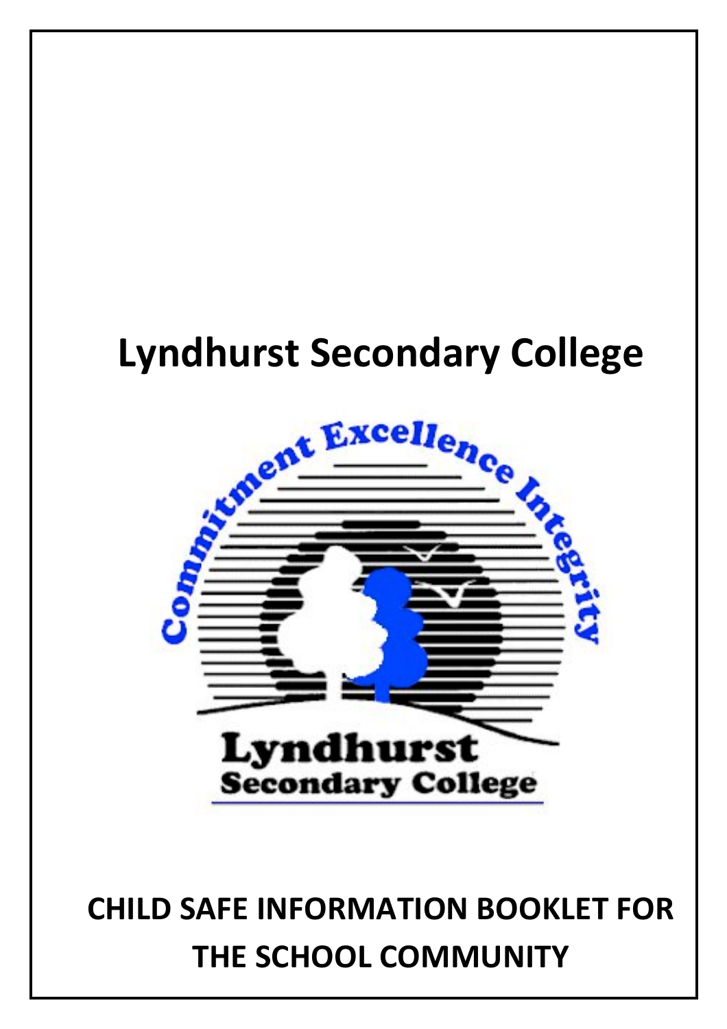# Lyndhurst Secondary College

Commitment Excellence Integrity

Lyndhurst Secondary College

## CHILD SAFE INFORMATION BOOKLET FOR THE SCHOOL COMMUNITY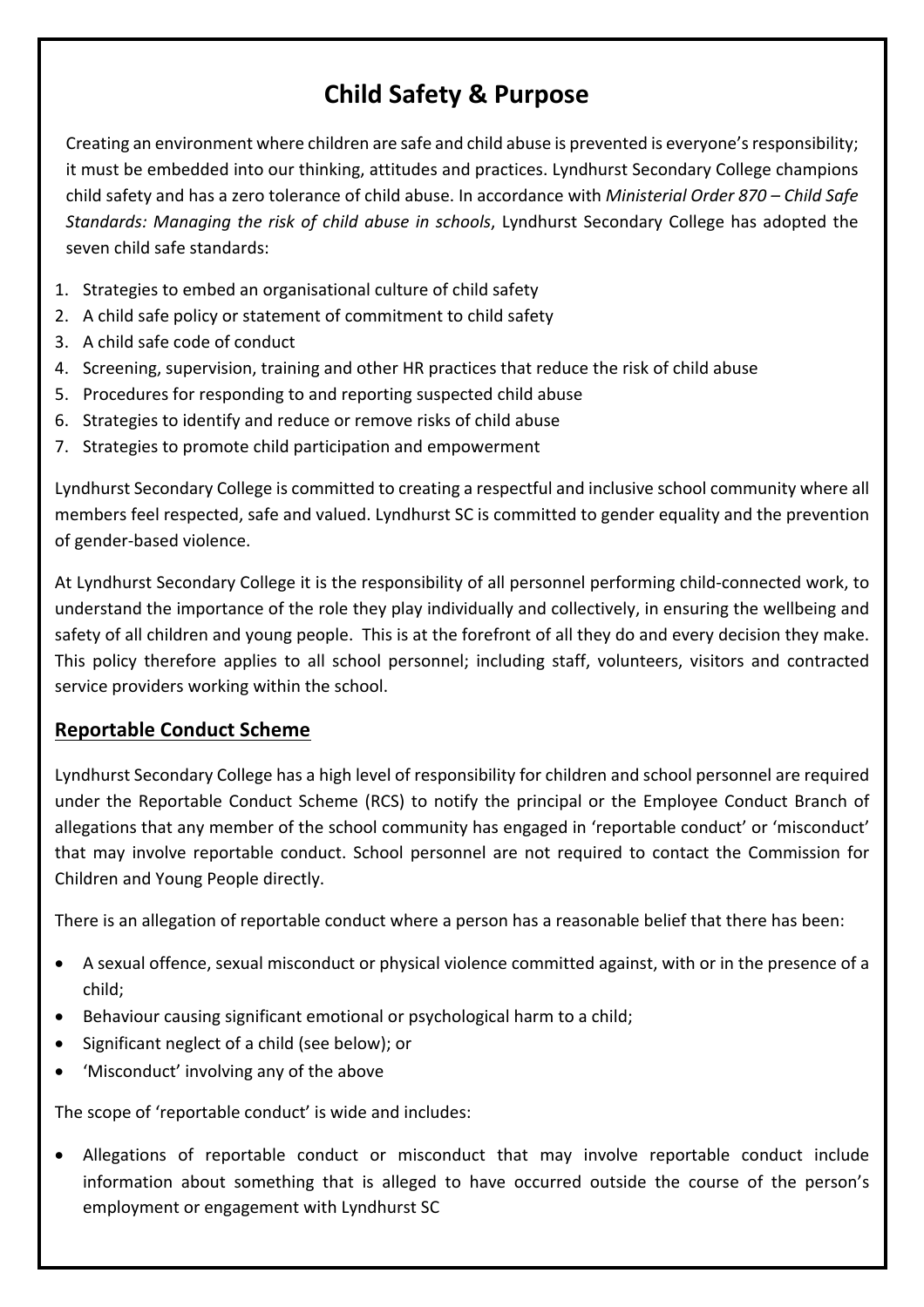# Child Safety & Purpose

Creating an environment where children are safe and child abuse is prevented is everyone's responsibility; it must be embedded into our thinking, attitudes and practices. Lyndhurst Secondary College champions child safety and has a zero tolerance of child abuse. In accordance with *Ministerial Order 870 – Child Safe Standards: Managing the risk of child abuse in schools*, Lyndhurst Secondary College has adopted the seven child safe standards:

1. Strategies to embed an organisational culture of child safety
2. A child safe policy or statement of commitment to child safety
3. A child safe code of conduct
4. Screening, supervision, training and other HR practices that reduce the risk of child abuse
5. Procedures for responding to and reporting suspected child abuse
6. Strategies to identify and reduce or remove risks of child abuse
7. Strategies to promote child participation and empowerment

Lyndhurst Secondary College is committed to creating a respectful and inclusive school community where all members feel respected, safe and valued. Lyndhurst SC is committed to gender equality and the prevention of gender-based violence.

At Lyndhurst Secondary College it is the responsibility of all personnel performing child-connected work, to understand the importance of the role they play individually and collectively, in ensuring the wellbeing and safety of all children and young people. This is at the forefront of all they do and every decision they make. This policy therefore applies to all school personnel; including staff, volunteers, visitors and contracted service providers working within the school.

## Reportable Conduct Scheme

Lyndhurst Secondary College has a high level of responsibility for children and school personnel are required under the Reportable Conduct Scheme (RCS) to notify the principal or the Employee Conduct Branch of allegations that any member of the school community has engaged in 'reportable conduct' or 'misconduct' that may involve reportable conduct. School personnel are not required to contact the Commission for Children and Young People directly.

There is an allegation of reportable conduct where a person has a reasonable belief that there has been:

- A sexual offence, sexual misconduct or physical violence committed against, with or in the presence of a child;
- Behaviour causing significant emotional or psychological harm to a child;
- Significant neglect of a child (see below); or
- 'Misconduct' involving any of the above

The scope of 'reportable conduct' is wide and includes:

- Allegations of reportable conduct or misconduct that may involve reportable conduct include information about something that is alleged to have occurred outside the course of the person's employment or engagement with Lyndhurst SC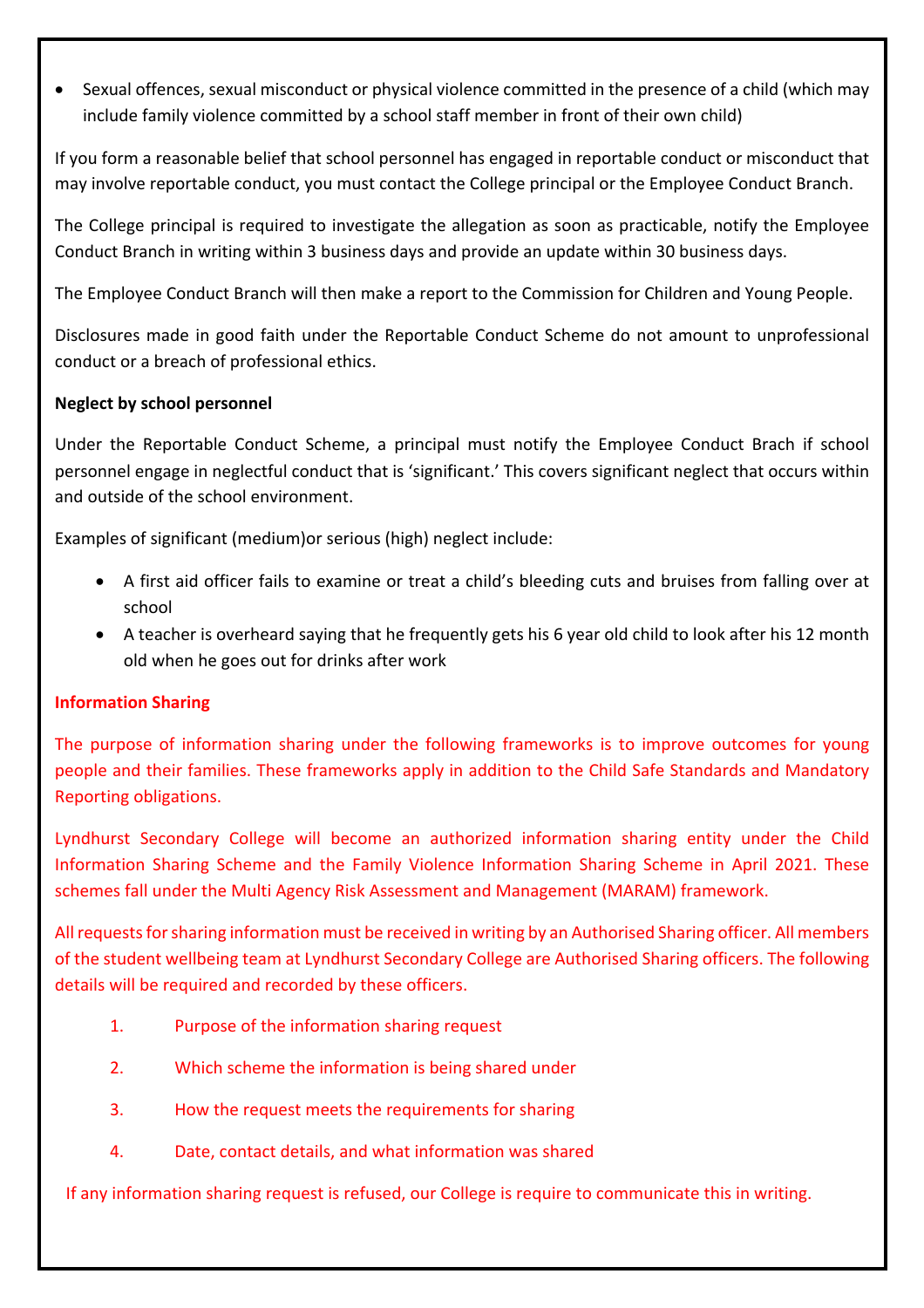- Sexual offences, sexual misconduct or physical violence committed in the presence of a child (which may include family violence committed by a school staff member in front of their own child)

If you form a reasonable belief that school personnel has engaged in reportable conduct or misconduct that may involve reportable conduct, you must contact the College principal or the Employee Conduct Branch.

The College principal is required to investigate the allegation as soon as practicable, notify the Employee Conduct Branch in writing within 3 business days and provide an update within 30 business days.

The Employee Conduct Branch will then make a report to the Commission for Children and Young People.

Disclosures made in good faith under the Reportable Conduct Scheme do not amount to unprofessional conduct or a breach of professional ethics.

**Neglect by school personnel**

Under the Reportable Conduct Scheme, a principal must notify the Employee Conduct Brach if school personnel engage in neglectful conduct that is 'significant.' This covers significant neglect that occurs within and outside of the school environment.

Examples of significant (medium)or serious (high) neglect include:

- A first aid officer fails to examine or treat a child's bleeding cuts and bruises from falling over at school
- A teacher is overheard saying that he frequently gets his 6 year old child to look after his 12 month old when he goes out for drinks after work

**Information Sharing**

The purpose of information sharing under the following frameworks is to improve outcomes for young people and their families. These frameworks apply in addition to the Child Safe Standards and Mandatory Reporting obligations.

Lyndhurst Secondary College will become an authorized information sharing entity under the Child Information Sharing Scheme and the Family Violence Information Sharing Scheme in April 2021. These schemes fall under the Multi Agency Risk Assessment and Management (MARAM) framework.

All requests for sharing information must be received in writing by an Authorised Sharing officer. All members of the student wellbeing team at Lyndhurst Secondary College are Authorised Sharing officers. The following details will be required and recorded by these officers.

1. Purpose of the information sharing request
2. Which scheme the information is being shared under
3. How the request meets the requirements for sharing
4. Date, contact details, and what information was shared

If any information sharing request is refused, our College is require to communicate this in writing.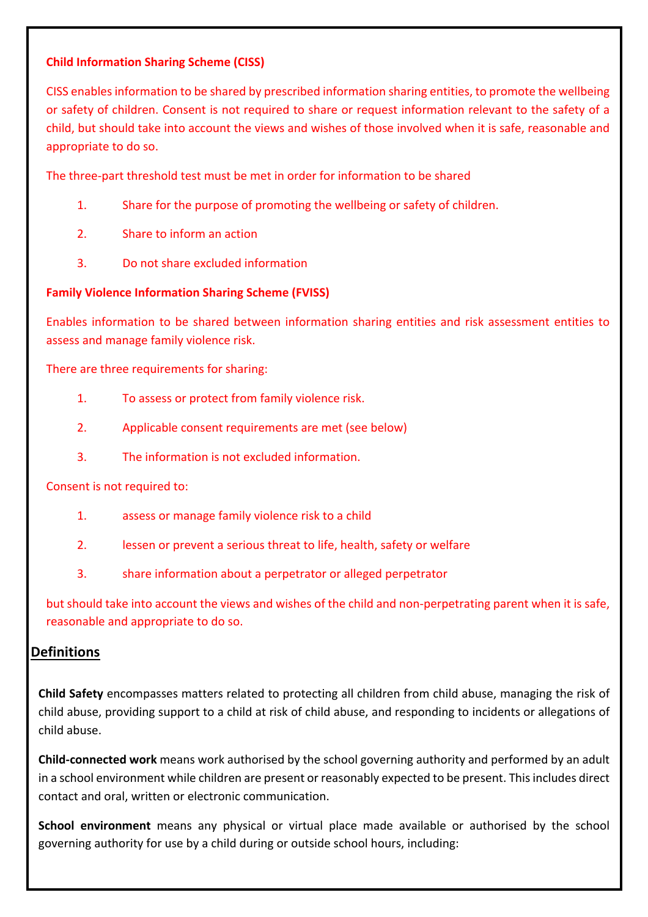**Child Information Sharing Scheme (CISS)**

CISS enables information to be shared by prescribed information sharing entities, to promote the wellbeing or safety of children. Consent is not required to share or request information relevant to the safety of a child, but should take into account the views and wishes of those involved when it is safe, reasonable and appropriate to do so.

The three-part threshold test must be met in order for information to be shared

1. Share for the purpose of promoting the wellbeing or safety of children.
2. Share to inform an action
3. Do not share excluded information

**Family Violence Information Sharing Scheme (FVISS)**

Enables information to be shared between information sharing entities and risk assessment entities to assess and manage family violence risk.

There are three requirements for sharing:

1. To assess or protect from family violence risk.
2. Applicable consent requirements are met (see below)
3. The information is not excluded information.

Consent is not required to:

1. assess or manage family violence risk to a child
2. lessen or prevent a serious threat to life, health, safety or welfare
3. share information about a perpetrator or alleged perpetrator

but should take into account the views and wishes of the child and non-perpetrating parent when it is safe, reasonable and appropriate to do so.

## Definitions

**Child Safety** encompasses matters related to protecting all children from child abuse, managing the risk of child abuse, providing support to a child at risk of child abuse, and responding to incidents or allegations of child abuse.

**Child-connected work** means work authorised by the school governing authority and performed by an adult in a school environment while children are present or reasonably expected to be present. This includes direct contact and oral, written or electronic communication.

**School environment** means any physical or virtual place made available or authorised by the school governing authority for use by a child during or outside school hours, including: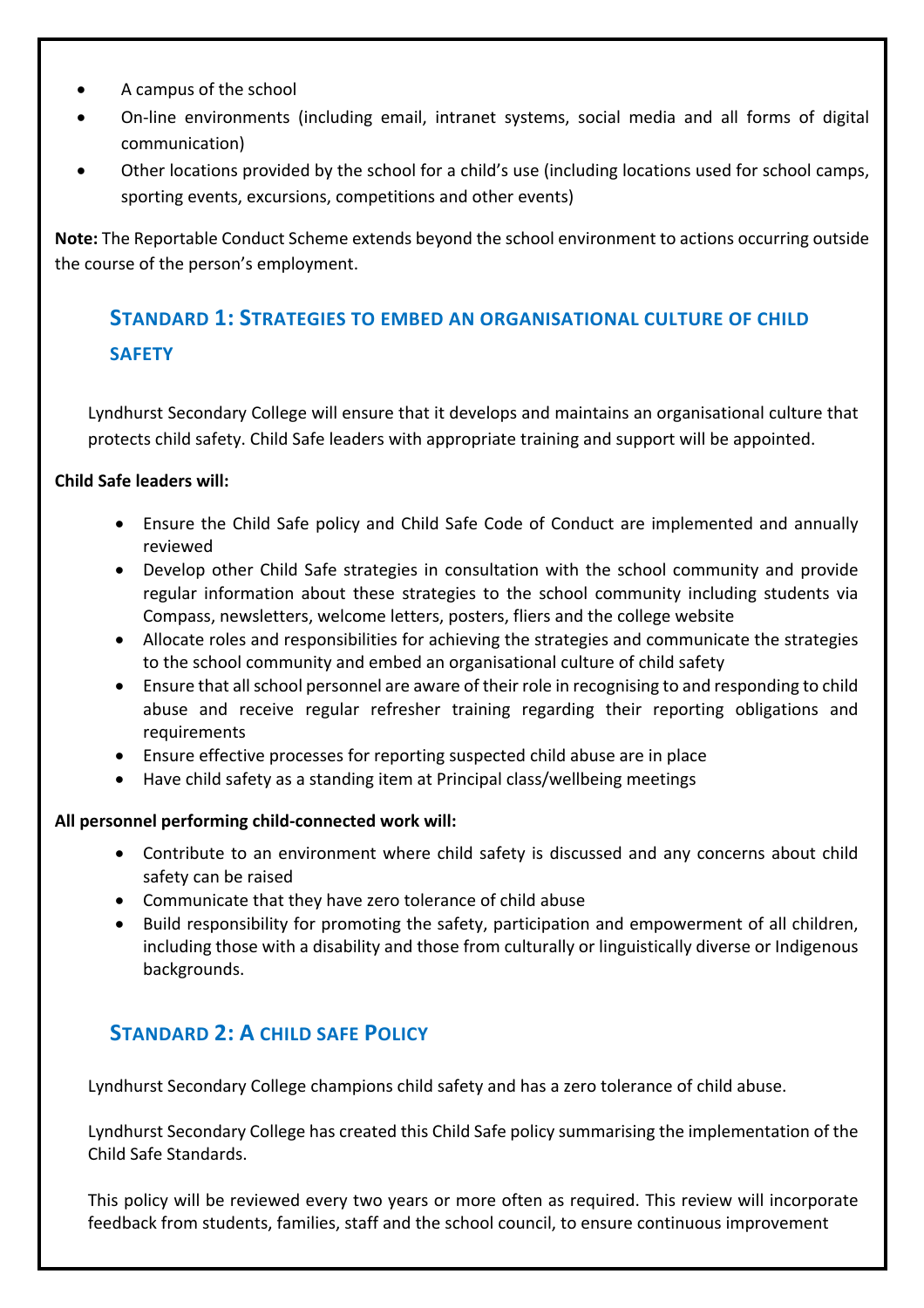- A campus of the school
- On-line environments (including email, intranet systems, social media and all forms of digital communication)
- Other locations provided by the school for a child's use (including locations used for school camps, sporting events, excursions, competitions and other events)

**Note:** The Reportable Conduct Scheme extends beyond the school environment to actions occurring outside the course of the person's employment.

## Standard 1: Strategies to embed an organisational culture of child safety

Lyndhurst Secondary College will ensure that it develops and maintains an organisational culture that protects child safety. Child Safe leaders with appropriate training and support will be appointed.

**Child Safe leaders will:**

- Ensure the Child Safe policy and Child Safe Code of Conduct are implemented and annually reviewed
- Develop other Child Safe strategies in consultation with the school community and provide regular information about these strategies to the school community including students via Compass, newsletters, welcome letters, posters, fliers and the college website
- Allocate roles and responsibilities for achieving the strategies and communicate the strategies to the school community and embed an organisational culture of child safety
- Ensure that all school personnel are aware of their role in recognising to and responding to child abuse and receive regular refresher training regarding their reporting obligations and requirements
- Ensure effective processes for reporting suspected child abuse are in place
- Have child safety as a standing item at Principal class/wellbeing meetings

**All personnel performing child-connected work will:**

- Contribute to an environment where child safety is discussed and any concerns about child safety can be raised
- Communicate that they have zero tolerance of child abuse
- Build responsibility for promoting the safety, participation and empowerment of all children, including those with a disability and those from culturally or linguistically diverse or Indigenous backgrounds.

## Standard 2: A child safe Policy

Lyndhurst Secondary College champions child safety and has a zero tolerance of child abuse.

Lyndhurst Secondary College has created this Child Safe policy summarising the implementation of the Child Safe Standards.

This policy will be reviewed every two years or more often as required. This review will incorporate feedback from students, families, staff and the school council, to ensure continuous improvement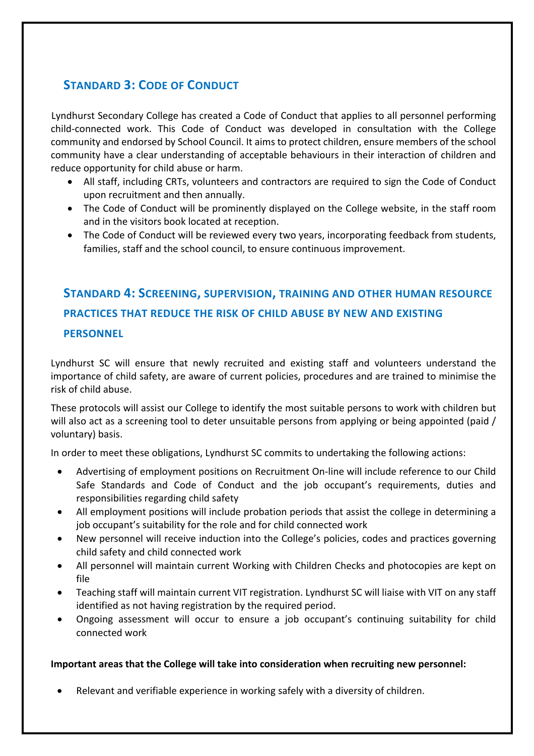## Standard 3: Code of Conduct

Lyndhurst Secondary College has created a Code of Conduct that applies to all personnel performing child-connected work. This Code of Conduct was developed in consultation with the College community and endorsed by School Council. It aims to protect children, ensure members of the school community have a clear understanding of acceptable behaviours in their interaction of children and reduce opportunity for child abuse or harm.

- All staff, including CRTs, volunteers and contractors are required to sign the Code of Conduct upon recruitment and then annually.
- The Code of Conduct will be prominently displayed on the College website, in the staff room and in the visitors book located at reception.
- The Code of Conduct will be reviewed every two years, incorporating feedback from students, families, staff and the school council, to ensure continuous improvement.

## Standard 4: Screening, supervision, training and other human resource practices that reduce the risk of child abuse by new and existing personnel

Lyndhurst SC will ensure that newly recruited and existing staff and volunteers understand the importance of child safety, are aware of current policies, procedures and are trained to minimise the risk of child abuse.

These protocols will assist our College to identify the most suitable persons to work with children but will also act as a screening tool to deter unsuitable persons from applying or being appointed (paid / voluntary) basis.

In order to meet these obligations, Lyndhurst SC commits to undertaking the following actions:

- Advertising of employment positions on Recruitment On-line will include reference to our Child Safe Standards and Code of Conduct and the job occupant's requirements, duties and responsibilities regarding child safety
- All employment positions will include probation periods that assist the college in determining a job occupant's suitability for the role and for child connected work
- New personnel will receive induction into the College's policies, codes and practices governing child safety and child connected work
- All personnel will maintain current Working with Children Checks and photocopies are kept on file
- Teaching staff will maintain current VIT registration. Lyndhurst SC will liaise with VIT on any staff identified as not having registration by the required period.
- Ongoing assessment will occur to ensure a job occupant's continuing suitability for child connected work

**Important areas that the College will take into consideration when recruiting new personnel:**

- Relevant and verifiable experience in working safely with a diversity of children.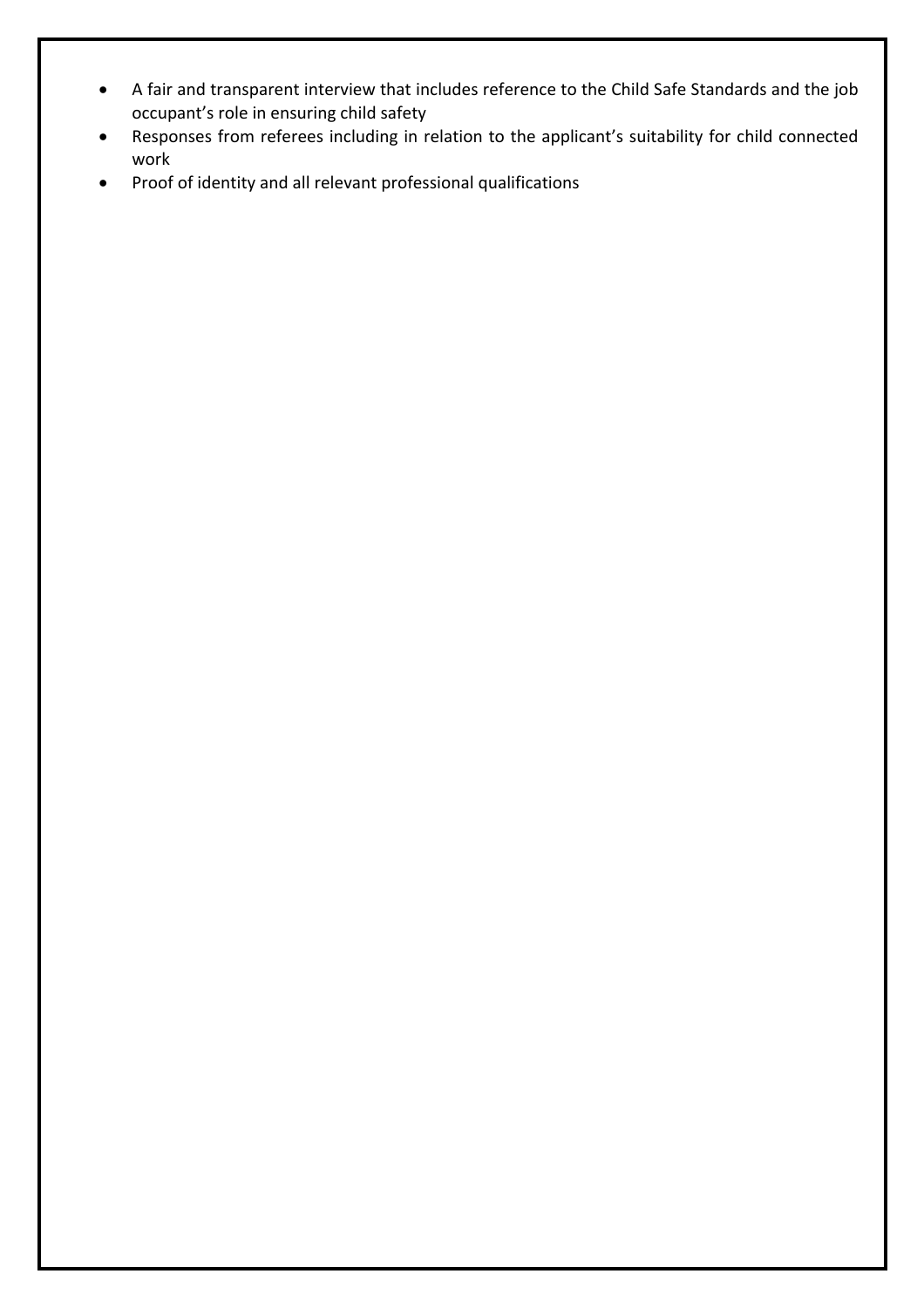- A fair and transparent interview that includes reference to the Child Safe Standards and the job occupant's role in ensuring child safety
- Responses from referees including in relation to the applicant's suitability for child connected work
- Proof of identity and all relevant professional qualifications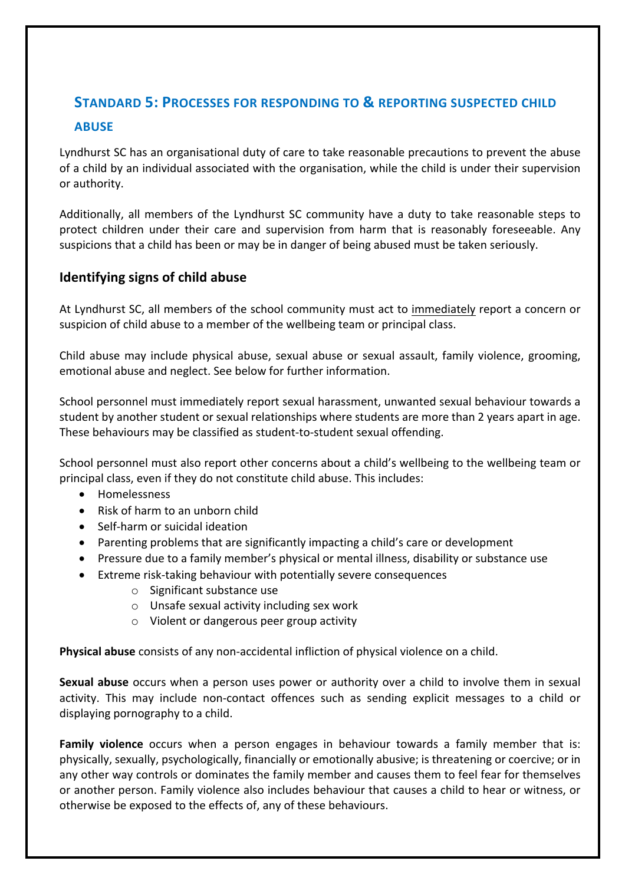## Standard 5: Processes for responding to & reporting suspected child abuse

Lyndhurst SC has an organisational duty of care to take reasonable precautions to prevent the abuse of a child by an individual associated with the organisation, while the child is under their supervision or authority.

Additionally, all members of the Lyndhurst SC community have a duty to take reasonable steps to protect children under their care and supervision from harm that is reasonably foreseeable. Any suspicions that a child has been or may be in danger of being abused must be taken seriously.

### Identifying signs of child abuse

At Lyndhurst SC, all members of the school community must act to <u>immediately</u> report a concern or suspicion of child abuse to a member of the wellbeing team or principal class.

Child abuse may include physical abuse, sexual abuse or sexual assault, family violence, grooming, emotional abuse and neglect. See below for further information.

School personnel must immediately report sexual harassment, unwanted sexual behaviour towards a student by another student or sexual relationships where students are more than 2 years apart in age. These behaviours may be classified as student-to-student sexual offending.

School personnel must also report other concerns about a child's wellbeing to the wellbeing team or principal class, even if they do not constitute child abuse. This includes:

- Homelessness
- Risk of harm to an unborn child
- Self-harm or suicidal ideation
- Parenting problems that are significantly impacting a child's care or development
- Pressure due to a family member's physical or mental illness, disability or substance use
- Extreme risk-taking behaviour with potentially severe consequences
    - Significant substance use
    - Unsafe sexual activity including sex work
    - Violent or dangerous peer group activity

**Physical abuse** consists of any non-accidental infliction of physical violence on a child.

**Sexual abuse** occurs when a person uses power or authority over a child to involve them in sexual activity. This may include non-contact offences such as sending explicit messages to a child or displaying pornography to a child.

**Family violence** occurs when a person engages in behaviour towards a family member that is: physically, sexually, psychologically, financially or emotionally abusive; is threatening or coercive; or in any other way controls or dominates the family member and causes them to feel fear for themselves or another person. Family violence also includes behaviour that causes a child to hear or witness, or otherwise be exposed to the effects of, any of these behaviours.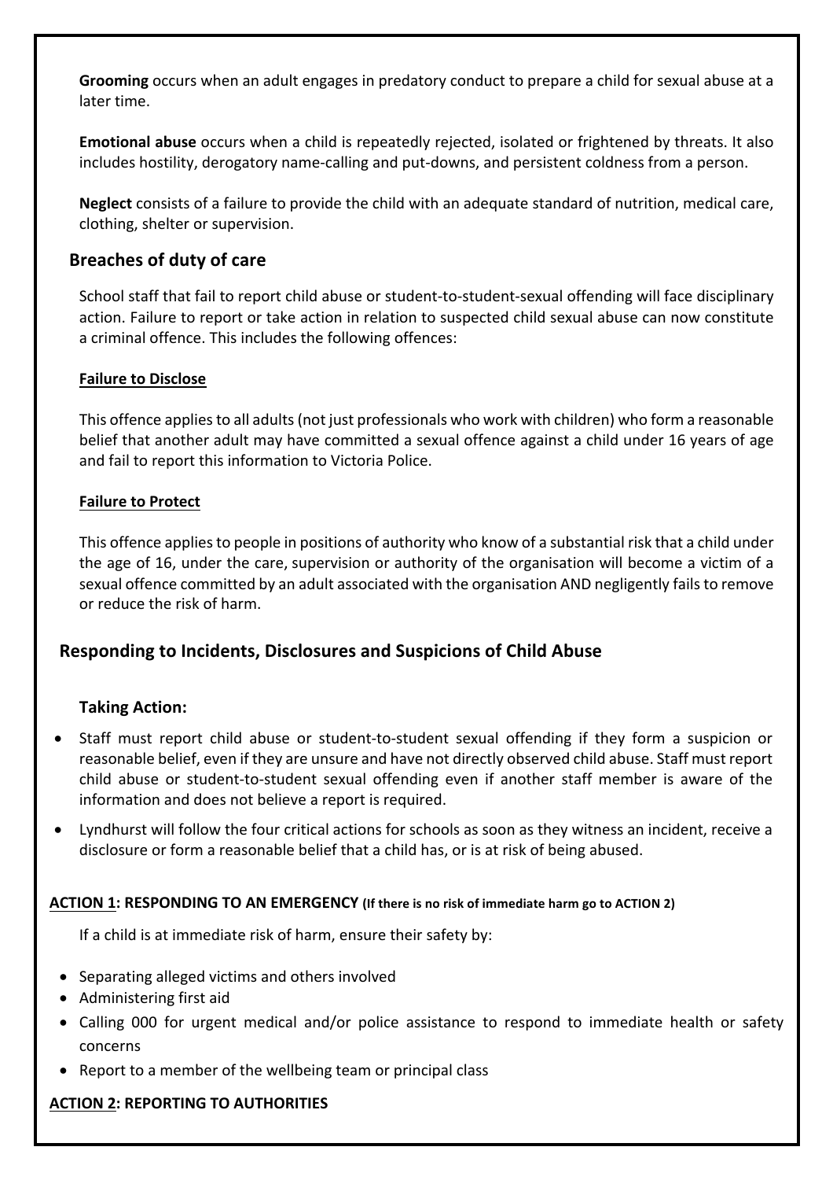**Grooming** occurs when an adult engages in predatory conduct to prepare a child for sexual abuse at a later time.

**Emotional abuse** occurs when a child is repeatedly rejected, isolated or frightened by threats. It also includes hostility, derogatory name-calling and put-downs, and persistent coldness from a person.

**Neglect** consists of a failure to provide the child with an adequate standard of nutrition, medical care, clothing, shelter or supervision.

## Breaches of duty of care

School staff that fail to report child abuse or student-to-student-sexual offending will face disciplinary action. Failure to report or take action in relation to suspected child sexual abuse can now constitute a criminal offence. This includes the following offences:

**<u>Failure to Disclose</u>**

This offence applies to all adults (not just professionals who work with children) who form a reasonable belief that another adult may have committed a sexual offence against a child under 16 years of age and fail to report this information to Victoria Police.

**<u>Failure to Protect</u>**

This offence applies to people in positions of authority who know of a substantial risk that a child under the age of 16, under the care, supervision or authority of the organisation will become a victim of a sexual offence committed by an adult associated with the organisation AND negligently fails to remove or reduce the risk of harm.

## Responding to Incidents, Disclosures and Suspicions of Child Abuse

### Taking Action:

- Staff must report child abuse or student-to-student sexual offending if they form a suspicion or reasonable belief, even if they are unsure and have not directly observed child abuse. Staff must report child abuse or student-to-student sexual offending even if another staff member is aware of the information and does not believe a report is required.
- Lyndhurst will follow the four critical actions for schools as soon as they witness an incident, receive a disclosure or form a reasonable belief that a child has, or is at risk of being abused.

**<u>ACTION 1</u>: RESPONDING TO AN EMERGENCY (If there is no risk of immediate harm go to ACTION 2)**

If a child is at immediate risk of harm, ensure their safety by:

- Separating alleged victims and others involved
- Administering first aid
- Calling 000 for urgent medical and/or police assistance to respond to immediate health or safety concerns
- Report to a member of the wellbeing team or principal class

**<u>ACTION 2</u>: REPORTING TO AUTHORITIES**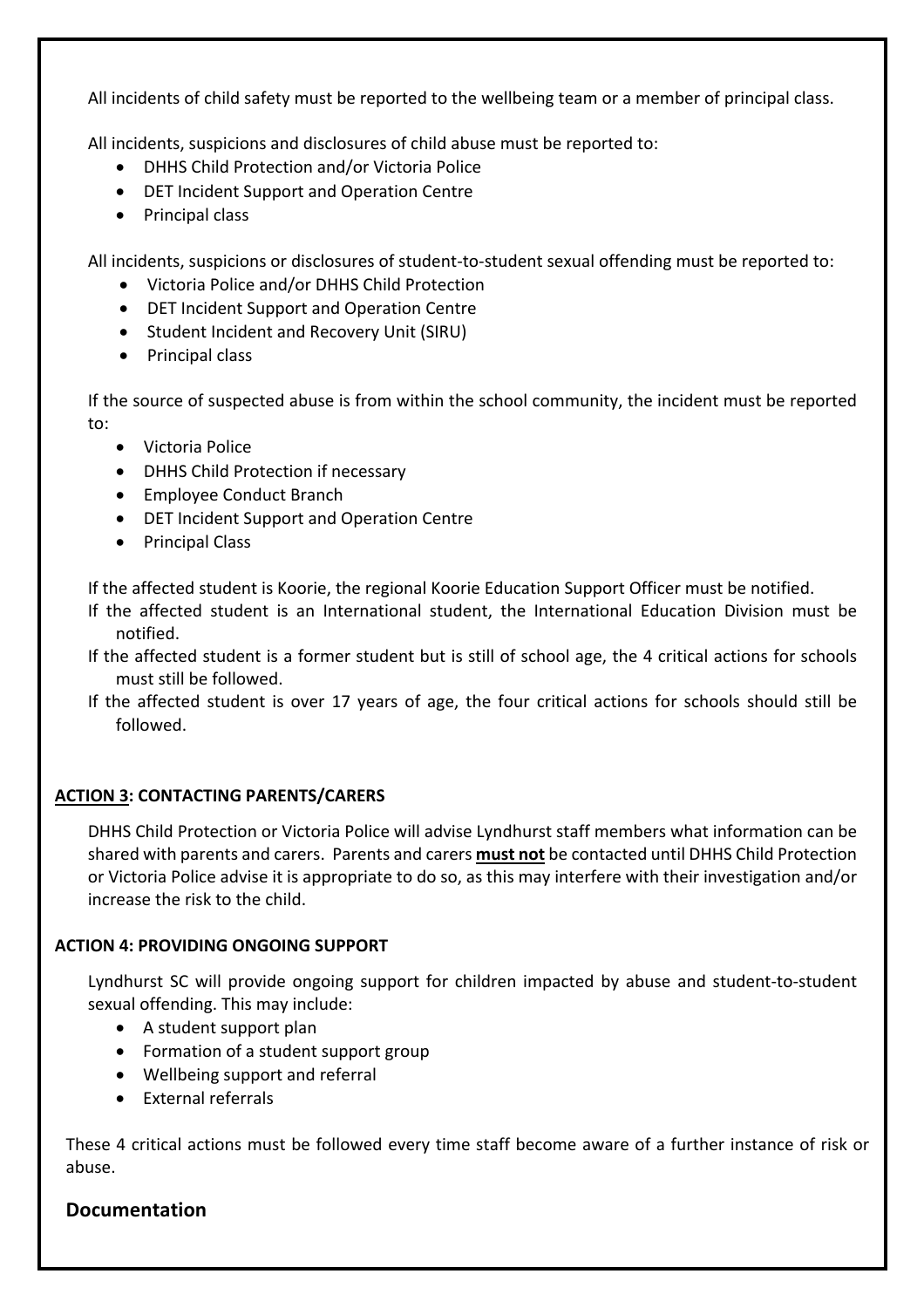All incidents of child safety must be reported to the wellbeing team or a member of principal class.

All incidents, suspicions and disclosures of child abuse must be reported to:

- DHHS Child Protection and/or Victoria Police
- DET Incident Support and Operation Centre
- Principal class

All incidents, suspicions or disclosures of student-to-student sexual offending must be reported to:

- Victoria Police and/or DHHS Child Protection
- DET Incident Support and Operation Centre
- Student Incident and Recovery Unit (SIRU)
- Principal class

If the source of suspected abuse is from within the school community, the incident must be reported to:

- Victoria Police
- DHHS Child Protection if necessary
- Employee Conduct Branch
- DET Incident Support and Operation Centre
- Principal Class

If the affected student is Koorie, the regional Koorie Education Support Officer must be notified.

If the affected student is an International student, the International Education Division must be notified.

If the affected student is a former student but is still of school age, the 4 critical actions for schools must still be followed.

If the affected student is over 17 years of age, the four critical actions for schools should still be followed.

**<u>ACTION 3</u>: CONTACTING PARENTS/CARERS**

DHHS Child Protection or Victoria Police will advise Lyndhurst staff members what information can be shared with parents and carers. Parents and carers **<u>must not</u>** be contacted until DHHS Child Protection or Victoria Police advise it is appropriate to do so, as this may interfere with their investigation and/or increase the risk to the child.

**ACTION 4: PROVIDING ONGOING SUPPORT**

Lyndhurst SC will provide ongoing support for children impacted by abuse and student-to-student sexual offending. This may include:

- A student support plan
- Formation of a student support group
- Wellbeing support and referral
- External referrals

These 4 critical actions must be followed every time staff become aware of a further instance of risk or abuse.

## Documentation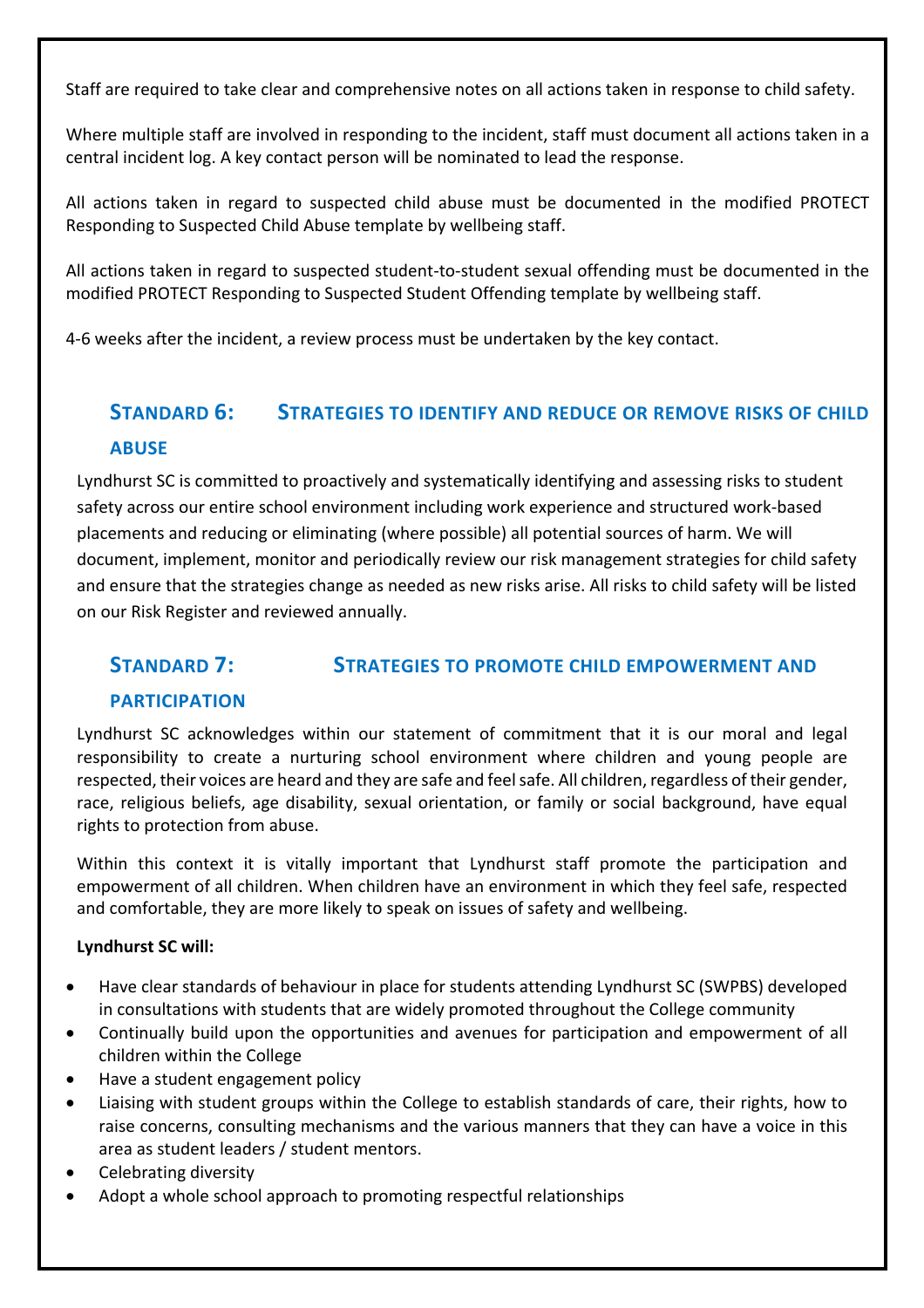Staff are required to take clear and comprehensive notes on all actions taken in response to child safety.

Where multiple staff are involved in responding to the incident, staff must document all actions taken in a central incident log. A key contact person will be nominated to lead the response.

All actions taken in regard to suspected child abuse must be documented in the modified PROTECT Responding to Suspected Child Abuse template by wellbeing staff.

All actions taken in regard to suspected student-to-student sexual offending must be documented in the modified PROTECT Responding to Suspected Student Offending template by wellbeing staff.

4-6 weeks after the incident, a review process must be undertaken by the key contact.

## Standard 6: Strategies to identify and reduce or remove risks of child abuse

Lyndhurst SC is committed to proactively and systematically identifying and assessing risks to student safety across our entire school environment including work experience and structured work-based placements and reducing or eliminating (where possible) all potential sources of harm. We will document, implement, monitor and periodically review our risk management strategies for child safety and ensure that the strategies change as needed as new risks arise. All risks to child safety will be listed on our Risk Register and reviewed annually.

## Standard 7: Strategies to promote child empowerment and participation

Lyndhurst SC acknowledges within our statement of commitment that it is our moral and legal responsibility to create a nurturing school environment where children and young people are respected, their voices are heard and they are safe and feel safe. All children, regardless of their gender, race, religious beliefs, age disability, sexual orientation, or family or social background, have equal rights to protection from abuse.

Within this context it is vitally important that Lyndhurst staff promote the participation and empowerment of all children. When children have an environment in which they feel safe, respected and comfortable, they are more likely to speak on issues of safety and wellbeing.

**Lyndhurst SC will:**

- Have clear standards of behaviour in place for students attending Lyndhurst SC (SWPBS) developed in consultations with students that are widely promoted throughout the College community
- Continually build upon the opportunities and avenues for participation and empowerment of all children within the College
- Have a student engagement policy
- Liaising with student groups within the College to establish standards of care, their rights, how to raise concerns, consulting mechanisms and the various manners that they can have a voice in this area as student leaders / student mentors.
- Celebrating diversity
- Adopt a whole school approach to promoting respectful relationships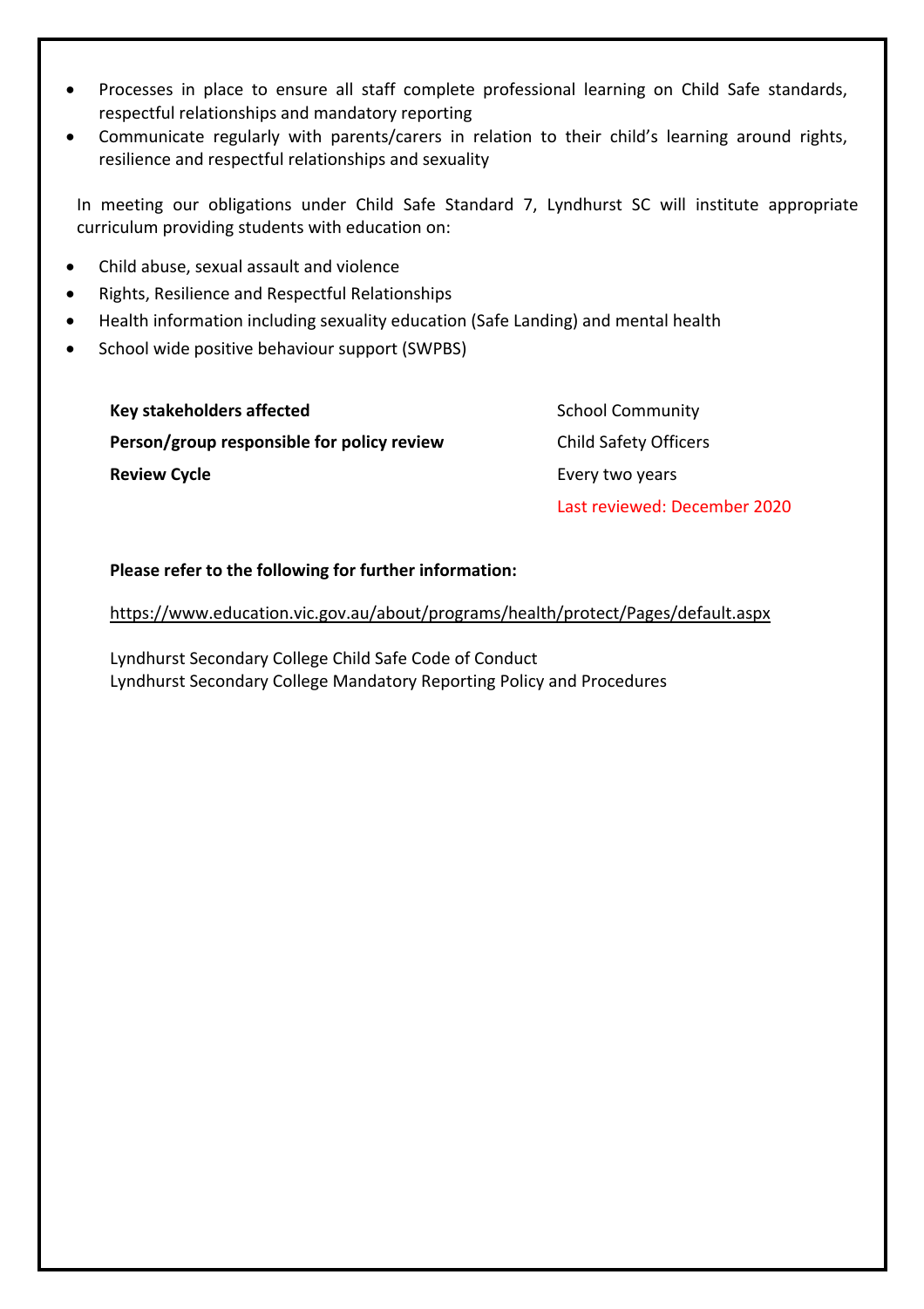- Processes in place to ensure all staff complete professional learning on Child Safe standards, respectful relationships and mandatory reporting
- Communicate regularly with parents/carers in relation to their child's learning around rights, resilience and respectful relationships and sexuality

In meeting our obligations under Child Safe Standard 7, Lyndhurst SC will institute appropriate curriculum providing students with education on:

- Child abuse, sexual assault and violence
- Rights, Resilience and Respectful Relationships
- Health information including sexuality education (Safe Landing) and mental health
- School wide positive behaviour support (SWPBS)

| | |
|---|---|
| **Key stakeholders affected** | School Community |
| **Person/group responsible for policy review** | Child Safety Officers |
| **Review Cycle** | Every two years |
| | Last reviewed: December 2020 |

**Please refer to the following for further information:**

https://www.education.vic.gov.au/about/programs/health/protect/Pages/default.aspx

Lyndhurst Secondary College Child Safe Code of Conduct
Lyndhurst Secondary College Mandatory Reporting Policy and Procedures